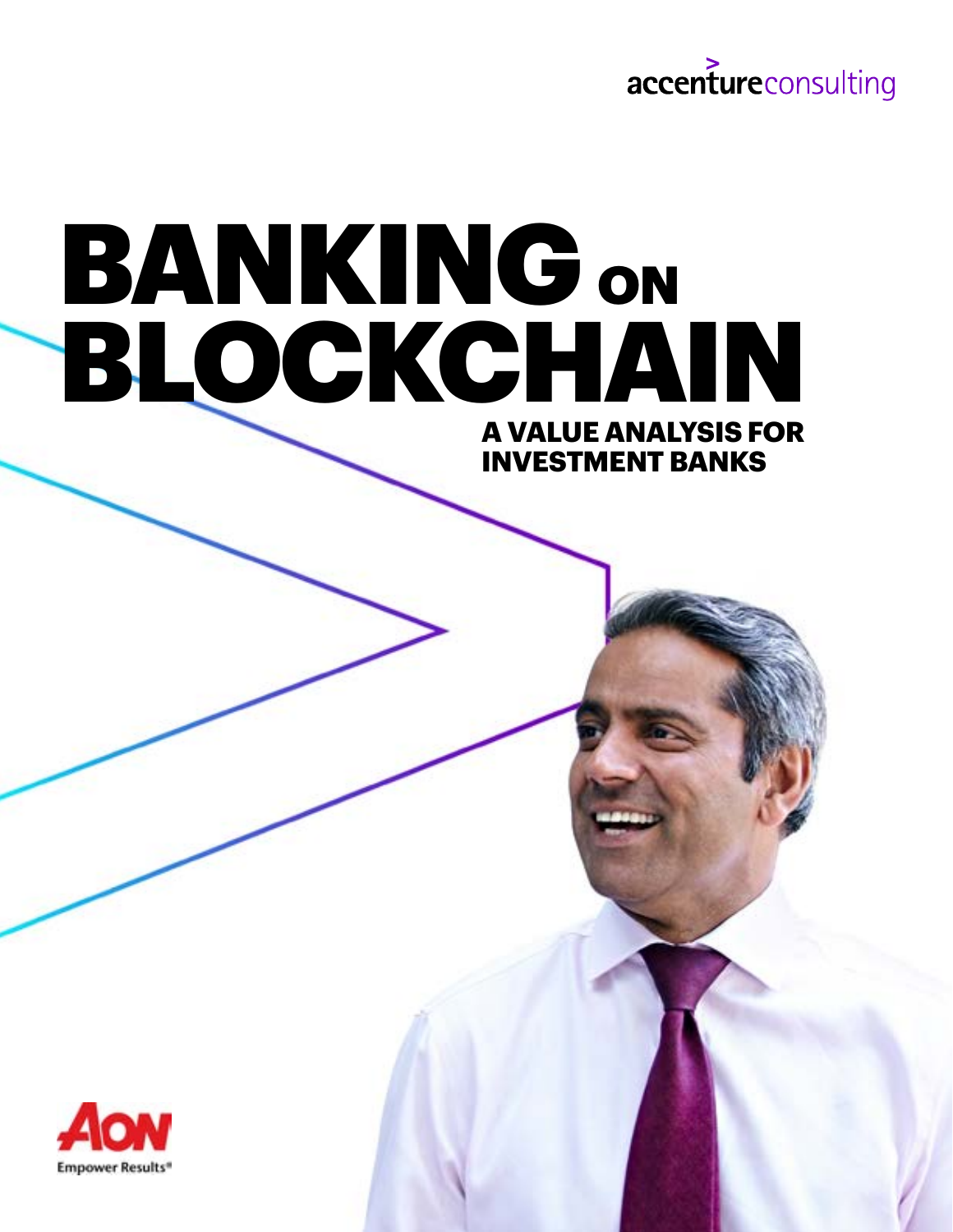accentureconsulting

# BANKING ON BLOCKCHAIN

## A VALUE ANALYSIS FOR INVESTMENT BANKS

AON

Empower Results®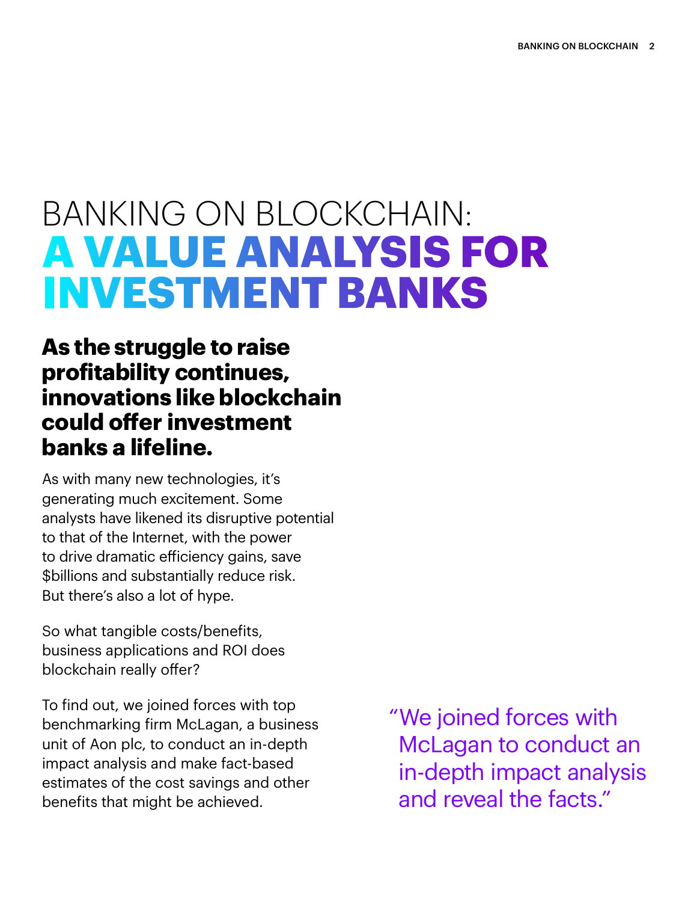# BANKING ON BLOCKCHAIN: A VALUE ANALYSIS FOR INVESTMENT BANKS

## As the struggle to raise profitability continues, innovations like blockchain could offer investment banks a lifeline.

As with many new technologies, it's generating much excitement. Some analysts have likened its disruptive potential to that of the Internet, with the power to drive dramatic efficiency gains, save $billions and substantially reduce risk. But there's also a lot of hype.

So what tangible costs/benefits, business applications and ROI does blockchain really offer?

To find out, we joined forces with top benchmarking firm McLagan, a business unit of Aon plc, to conduct an in-depth impact analysis and make fact-based estimates of the cost savings and other benefits that might be achieved.

> "We joined forces with McLagan to conduct an in-depth impact analysis and reveal the facts."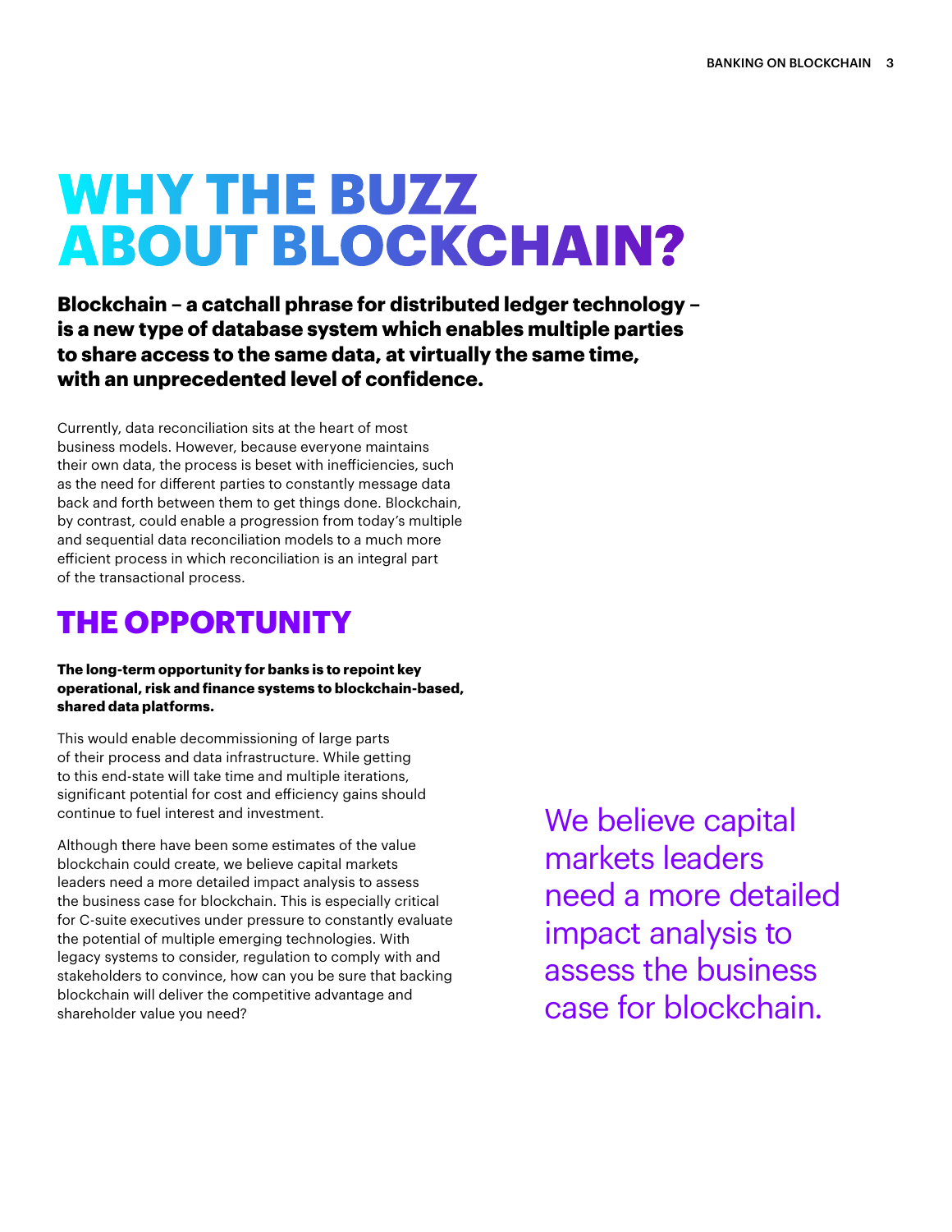# WHY THE BUZZ ABOUT BLOCKCHAIN?

**Blockchain – a catchall phrase for distributed ledger technology – is a new type of database system which enables multiple parties to share access to the same data, at virtually the same time, with an unprecedented level of confidence.**

Currently, data reconciliation sits at the heart of most business models. However, because everyone maintains their own data, the process is beset with inefficiencies, such as the need for different parties to constantly message data back and forth between them to get things done. Blockchain, by contrast, could enable a progression from today's multiple and sequential data reconciliation models to a much more efficient process in which reconciliation is an integral part of the transactional process.

## THE OPPORTUNITY

**The long-term opportunity for banks is to repoint key operational, risk and finance systems to blockchain-based, shared data platforms.**

This would enable decommissioning of large parts of their process and data infrastructure. While getting to this end-state will take time and multiple iterations, significant potential for cost and efficiency gains should continue to fuel interest and investment.

Although there have been some estimates of the value blockchain could create, we believe capital markets leaders need a more detailed impact analysis to assess the business case for blockchain. This is especially critical for C-suite executives under pressure to constantly evaluate the potential of multiple emerging technologies. With legacy systems to consider, regulation to comply with and stakeholders to convince, how can you be sure that backing blockchain will deliver the competitive advantage and shareholder value you need?

> We believe capital markets leaders need a more detailed impact analysis to assess the business case for blockchain.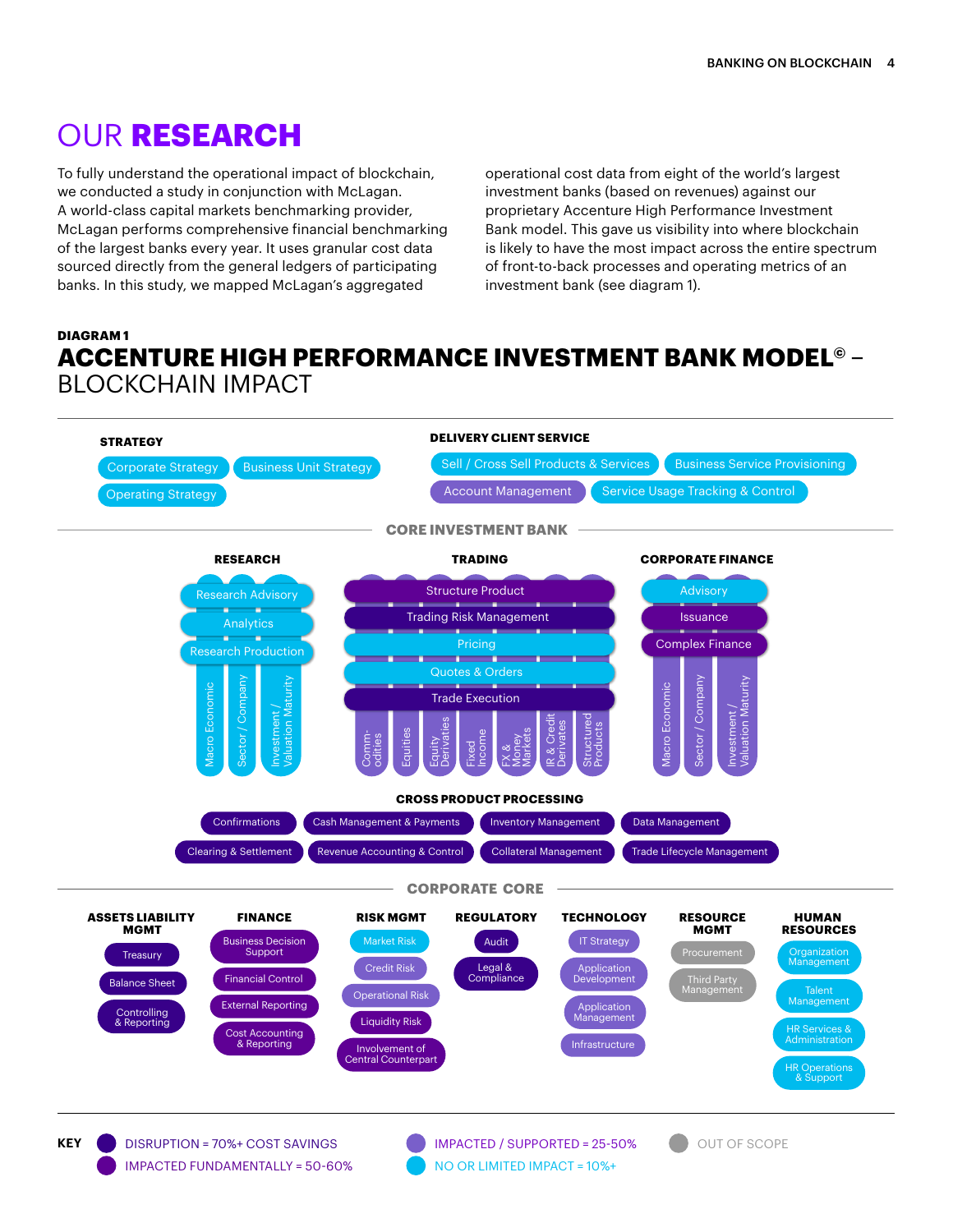# OUR **RESEARCH**

To fully understand the operational impact of blockchain, we conducted a study in conjunction with McLagan. A world-class capital markets benchmarking provider, McLagan performs comprehensive financial benchmarking of the largest banks every year. It uses granular cost data sourced directly from the general ledgers of participating banks. In this study, we mapped McLagan's aggregated operational cost data from eight of the world's largest investment banks (based on revenues) against our proprietary Accenture High Performance Investment Bank model. This gave us visibility into where blockchain is likely to have the most impact across the entire spectrum of front-to-back processes and operating metrics of an investment bank (see diagram 1).

**DIAGRAM 1**

## ACCENTURE HIGH PERFORMANCE INVESTMENT BANK MODEL© – BLOCKCHAIN IMPACT

**STRATEGY**
- Corporate Strategy
- Business Unit Strategy
- Operating Strategy

**DELIVERY CLIENT SERVICE**
- Sell / Cross Sell Products & Services
- Business Service Provisioning
- Account Management
- Service Usage Tracking & Control

**CORE INVESTMENT BANK**

**RESEARCH**
- Research Advisory
- Analytics
- Research Production
- Macro Economic
- Sector / Company
- Investment / Valuation Maturity

**TRADING**
- Structure Product
- Trading Risk Management
- Pricing
- Quotes & Orders
- Trade Execution
- Comm-odities
- Equities
- Equity Derivaties
- Fixed Income
- FX & Money Markets
- IR & Credit Derivates
- Structured Products

**CORPORATE FINANCE**
- Advisory
- Issuance
- Complex Finance
- Macro Economic
- Sector / Company
- Investment / Valuation Maturity

**CROSS PRODUCT PROCESSING**
- Confirmations
- Cash Management & Payments
- Inventory Management
- Data Management
- Clearing & Settlement
- Revenue Accounting & Control
- Collateral Management
- Trade Lifecycle Management

**CORPORATE CORE**

**ASSETS LIABILITY MGMT**
- Treasury
- Balance Sheet
- Controlling & Reporting

**FINANCE**
- Business Decision Support
- Financial Control
- External Reporting
- Cost Accounting & Reporting

**RISK MGMT**
- Market Risk
- Credit Risk
- Operational Risk
- Liquidity Risk
- Involvement of Central Counterpart

**REGULATORY**
- Audit
- Legal & Compliance

**TECHNOLOGY**
- IT Strategy
- Application Development
- Application Management
- Infrastructure

**RESOURCE MGMT**
- Procurement
- Third Party Management

**HUMAN RESOURCES**
- Organization Management
- Talent Management
- HR Services & Administration
- HR Operations & Support

**KEY**
- DISRUPTION = 70%+ COST SAVINGS
- IMPACTED FUNDAMENTALLY = 50-60%
- IMPACTED / SUPPORTED = 25-50%
- NO OR LIMITED IMPACT = 10%+
- OUT OF SCOPE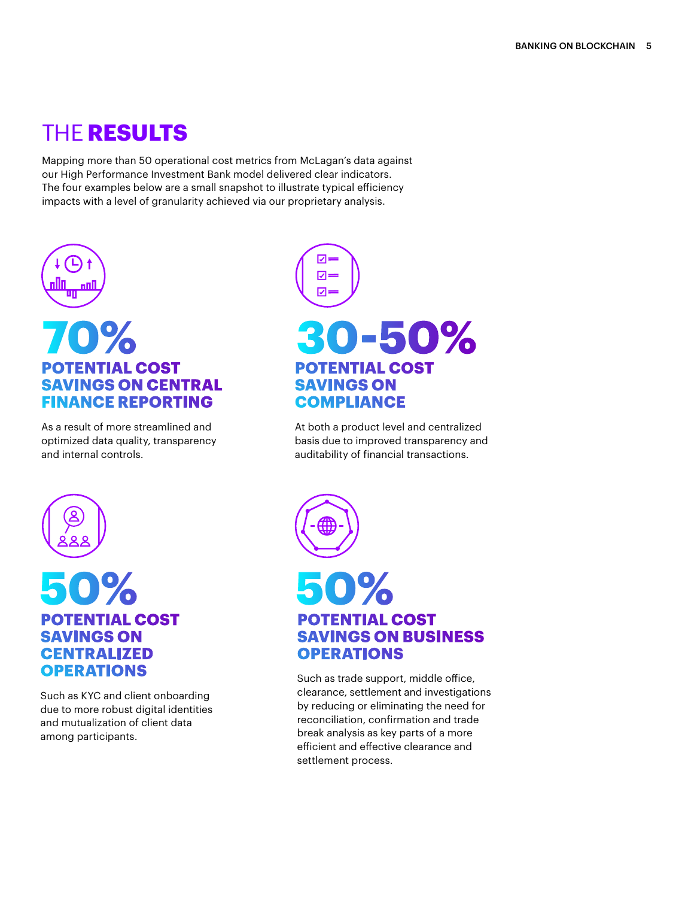# THE **RESULTS**

Mapping more than 50 operational cost metrics from McLagan's data against our High Performance Investment Bank model delivered clear indicators. The four examples below are a small snapshot to illustrate typical efficiency impacts with a level of granularity achieved via our proprietary analysis.

## 70%

### POTENTIAL COST SAVINGS ON CENTRAL FINANCE REPORTING

As a result of more streamlined and optimized data quality, transparency and internal controls.

## 30-50%

### POTENTIAL COST SAVINGS ON COMPLIANCE

At both a product level and centralized basis due to improved transparency and auditability of financial transactions.

## 50%

### POTENTIAL COST SAVINGS ON CENTRALIZED OPERATIONS

Such as KYC and client onboarding due to more robust digital identities and mutualization of client data among participants.

## 50%

### POTENTIAL COST SAVINGS ON BUSINESS OPERATIONS

Such as trade support, middle office, clearance, settlement and investigations by reducing or eliminating the need for reconciliation, confirmation and trade break analysis as key parts of a more efficient and effective clearance and settlement process.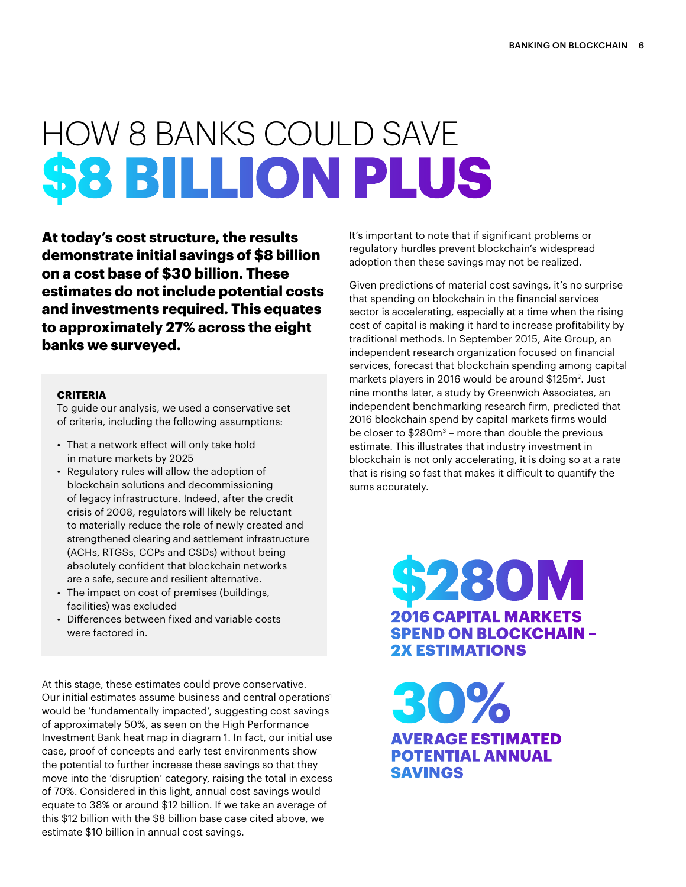# HOW 8 BANKS COULD SAVE $8 BILLION PLUS

**At today's cost structure, the results demonstrate initial savings of $8 billion on a cost base of $30 billion. These estimates do not include potential costs and investments required. This equates to approximately 27% across the eight banks we surveyed.**

**CRITERIA**

To guide our analysis, we used a conservative set of criteria, including the following assumptions:

- That a network effect will only take hold in mature markets by 2025
- Regulatory rules will allow the adoption of blockchain solutions and decommissioning of legacy infrastructure. Indeed, after the credit crisis of 2008, regulators will likely be reluctant to materially reduce the role of newly created and strengthened clearing and settlement infrastructure (ACHs, RTGSs, CCPs and CSDs) without being absolutely confident that blockchain networks are a safe, secure and resilient alternative.
- The impact on cost of premises (buildings, facilities) was excluded
- Differences between fixed and variable costs were factored in.

At this stage, these estimates could prove conservative. Our initial estimates assume business and central operations[1] would be 'fundamentally impacted', suggesting cost savings of approximately 50%, as seen on the High Performance Investment Bank heat map in diagram 1. In fact, our initial use case, proof of concepts and early test environments show the potential to further increase these savings so that they move into the 'disruption' category, raising the total in excess of 70%. Considered in this light, annual cost savings would equate to 38% or around $12 billion. If we take an average of this $12 billion with the $8 billion base case cited above, we estimate $10 billion in annual cost savings.

It's important to note that if significant problems or regulatory hurdles prevent blockchain's widespread adoption then these savings may not be realized.

Given predictions of material cost savings, it's no surprise that spending on blockchain in the financial services sector is accelerating, especially at a time when the rising cost of capital is making it hard to increase profitability by traditional methods. In September 2015, Aite Group, an independent research organization focused on financial services, forecast that blockchain spending among capital markets players in 2016 would be around $125m[2]. Just nine months later, a study by Greenwich Associates, an independent benchmarking research firm, predicted that 2016 blockchain spend by capital markets firms would be closer to $280m[3] – more than double the previous estimate. This illustrates that industry investment in blockchain is not only accelerating, it is doing so at a rate that is rising so fast that makes it difficult to quantify the sums accurately.

**$280M**

**2016 CAPITAL MARKETS SPEND ON BLOCKCHAIN – 2X ESTIMATIONS**

**30%**

**AVERAGE ESTIMATED POTENTIAL ANNUAL SAVINGS**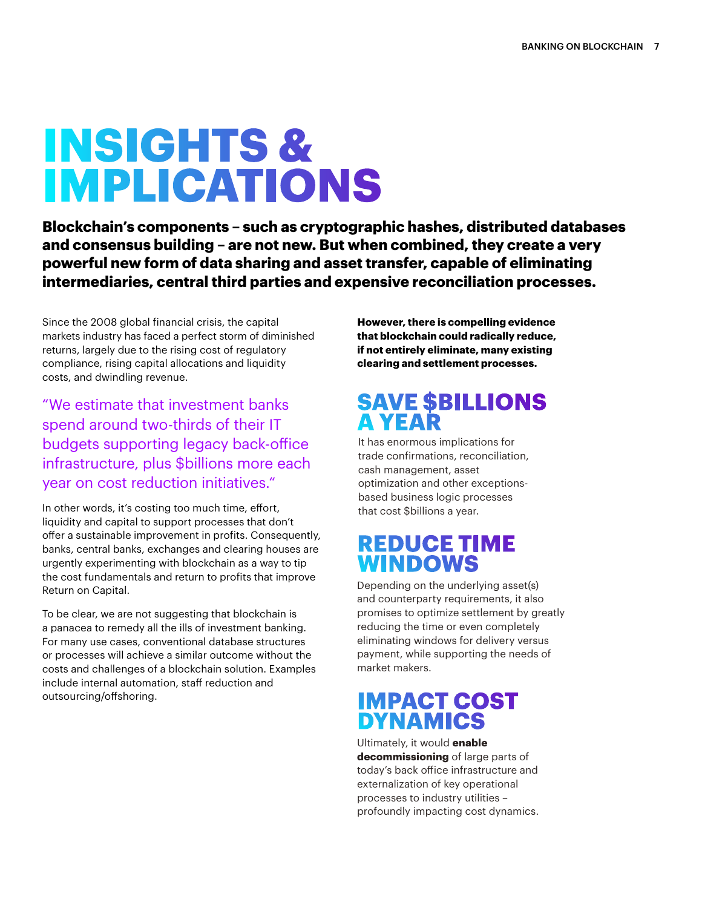# INSIGHTS & IMPLICATIONS

**Blockchain's components – such as cryptographic hashes, distributed databases and consensus building – are not new. But when combined, they create a very powerful new form of data sharing and asset transfer, capable of eliminating intermediaries, central third parties and expensive reconciliation processes.**

Since the 2008 global financial crisis, the capital markets industry has faced a perfect storm of diminished returns, largely due to the rising cost of regulatory compliance, rising capital allocations and liquidity costs, and dwindling revenue.

> "We estimate that investment banks spend around two-thirds of their IT budgets supporting legacy back-office infrastructure, plus $billions more each year on cost reduction initiatives."

In other words, it's costing too much time, effort, liquidity and capital to support processes that don't offer a sustainable improvement in profits. Consequently, banks, central banks, exchanges and clearing houses are urgently experimenting with blockchain as a way to tip the cost fundamentals and return to profits that improve Return on Capital.

To be clear, we are not suggesting that blockchain is a panacea to remedy all the ills of investment banking. For many use cases, conventional database structures or processes will achieve a similar outcome without the costs and challenges of a blockchain solution. Examples include internal automation, staff reduction and outsourcing/offshoring.

**However, there is compelling evidence that blockchain could radically reduce, if not entirely eliminate, many existing clearing and settlement processes.**

## SAVE $BILLIONS A YEAR

It has enormous implications for trade confirmations, reconciliation, cash management, asset optimization and other exceptions-based business logic processes that cost $billions a year.

## REDUCE TIME WINDOWS

Depending on the underlying asset(s) and counterparty requirements, it also promises to optimize settlement by greatly reducing the time or even completely eliminating windows for delivery versus payment, while supporting the needs of market makers.

## IMPACT COST DYNAMICS

Ultimately, it would **enable decommissioning** of large parts of today's back office infrastructure and externalization of key operational processes to industry utilities – profoundly impacting cost dynamics.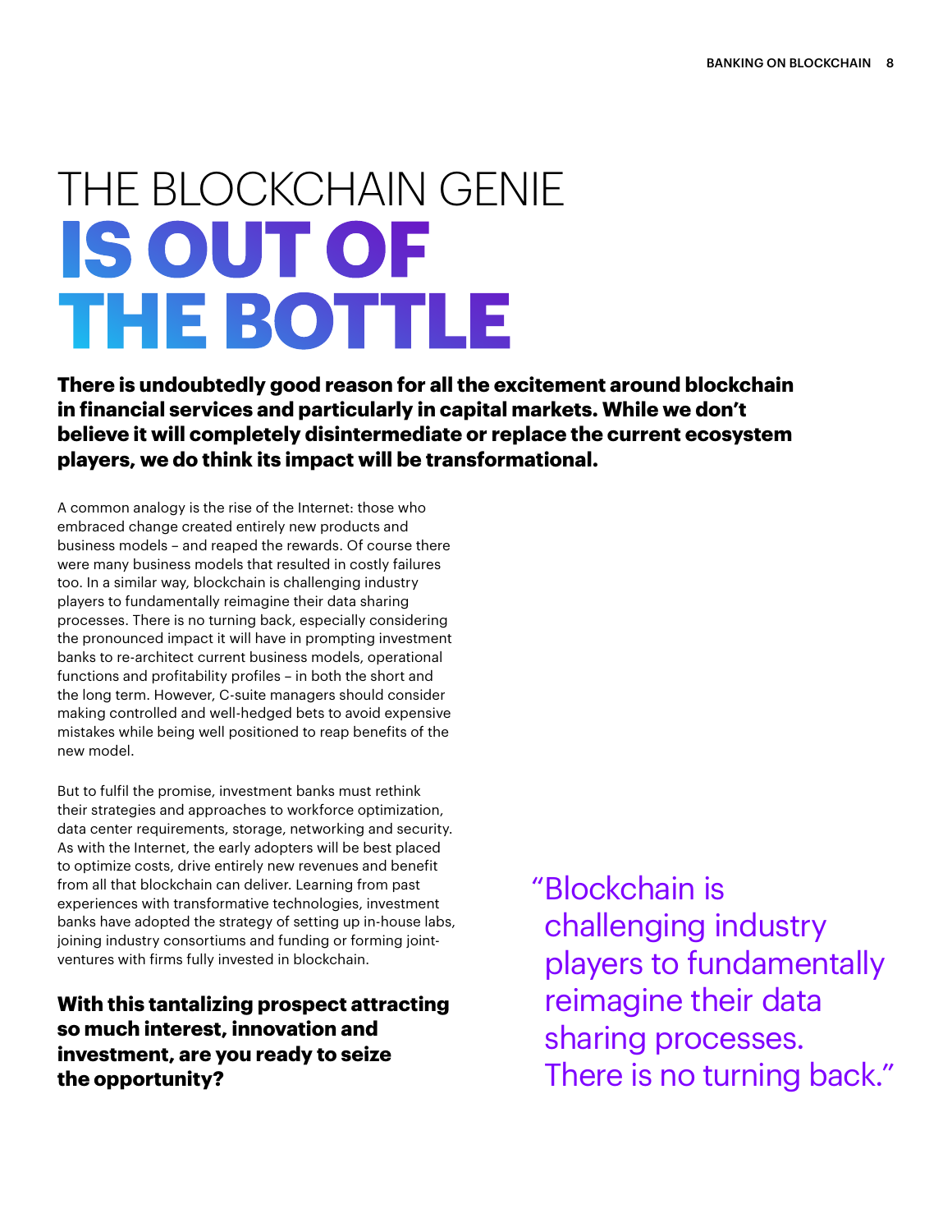# THE BLOCKCHAIN GENIE IS OUT OF THE BOTTLE

**There is undoubtedly good reason for all the excitement around blockchain in financial services and particularly in capital markets. While we don't believe it will completely disintermediate or replace the current ecosystem players, we do think its impact will be transformational.**

A common analogy is the rise of the Internet: those who embraced change created entirely new products and business models – and reaped the rewards. Of course there were many business models that resulted in costly failures too. In a similar way, blockchain is challenging industry players to fundamentally reimagine their data sharing processes. There is no turning back, especially considering the pronounced impact it will have in prompting investment banks to re-architect current business models, operational functions and profitability profiles – in both the short and the long term. However, C-suite managers should consider making controlled and well-hedged bets to avoid expensive mistakes while being well positioned to reap benefits of the new model.

But to fulfil the promise, investment banks must rethink their strategies and approaches to workforce optimization, data center requirements, storage, networking and security. As with the Internet, the early adopters will be best placed to optimize costs, drive entirely new revenues and benefit from all that blockchain can deliver. Learning from past experiences with transformative technologies, investment banks have adopted the strategy of setting up in-house labs, joining industry consortiums and funding or forming joint-ventures with firms fully invested in blockchain.

**With this tantalizing prospect attracting so much interest, innovation and investment, are you ready to seize the opportunity?**

> "Blockchain is challenging industry players to fundamentally reimagine their data sharing processes. There is no turning back."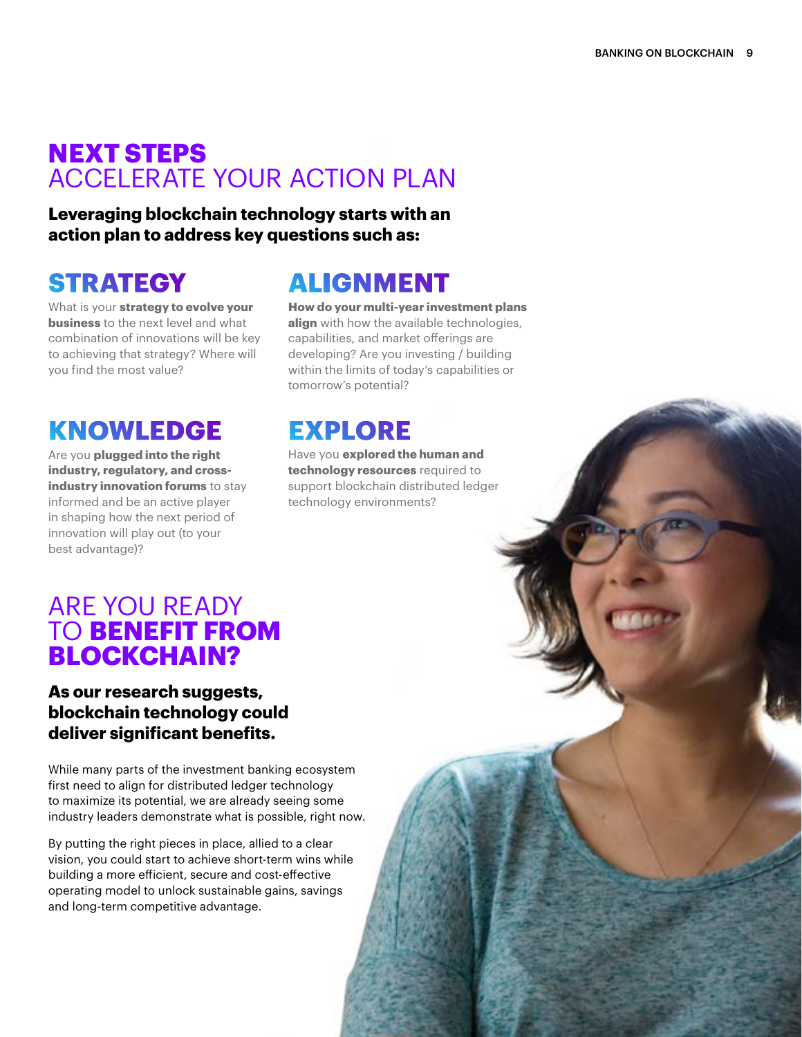# NEXT STEPS ACCELERATE YOUR ACTION PLAN

**Leveraging blockchain technology starts with an action plan to address key questions such as:**

## STRATEGY

What is your **strategy to evolve your business** to the next level and what combination of innovations will be key to achieving that strategy? Where will you find the most value?

## ALIGNMENT

**How do your multi-year investment plans align** with how the available technologies, capabilities, and market offerings are developing? Are you investing / building within the limits of today's capabilities or tomorrow's potential?

## KNOWLEDGE

Are you **plugged into the right industry, regulatory, and cross-industry innovation forums** to stay informed and be an active player in shaping how the next period of innovation will play out (to your best advantage)?

## EXPLORE

Have you **explored the human and technology resources** required to support blockchain distributed ledger technology environments?

# ARE YOU READY TO BENEFIT FROM BLOCKCHAIN?

**As our research suggests, blockchain technology could deliver significant benefits.**

While many parts of the investment banking ecosystem first need to align for distributed ledger technology to maximize its potential, we are already seeing some industry leaders demonstrate what is possible, right now.

By putting the right pieces in place, allied to a clear vision, you could start to achieve short-term wins while building a more efficient, secure and cost-effective operating model to unlock sustainable gains, savings and long-term competitive advantage.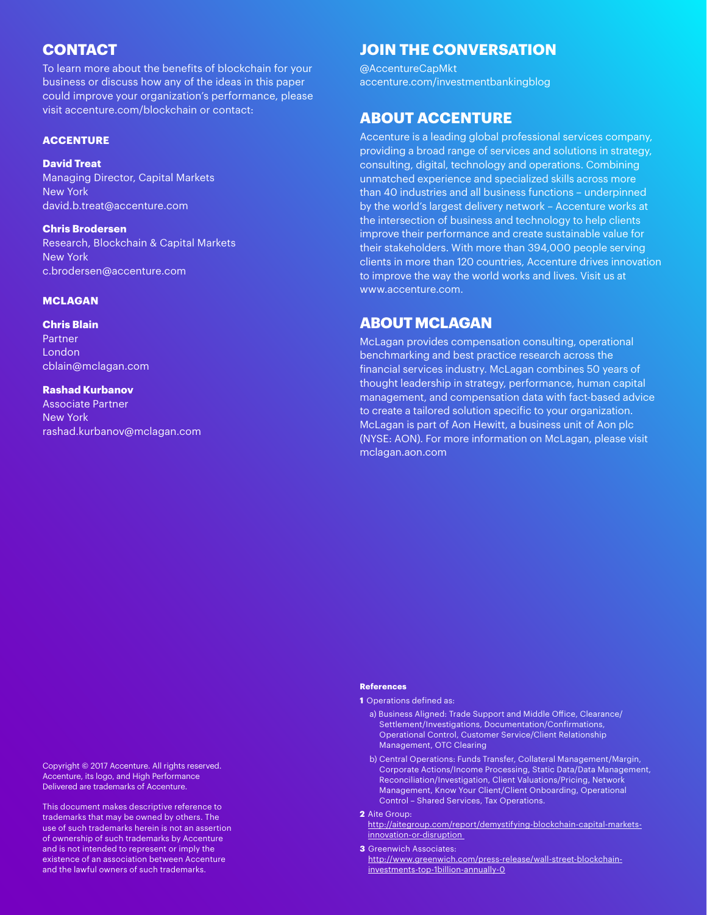## CONTACT

To learn more about the benefits of blockchain for your business or discuss how any of the ideas in this paper could improve your organization's performance, please visit accenture.com/blockchain or contact:

### ACCENTURE

**David Treat**
Managing Director, Capital Markets
New York
david.b.treat@accenture.com

**Chris Brodersen**
Research, Blockchain & Capital Markets
New York
c.brodersen@accenture.com

### MCLAGAN

**Chris Blain**
Partner
London
cblain@mclagan.com

**Rashad Kurbanov**
Associate Partner
New York
rashad.kurbanov@mclagan.com

## JOIN THE CONVERSATION

@AccentureCapMkt
accenture.com/investmentbankingblog

## ABOUT ACCENTURE

Accenture is a leading global professional services company, providing a broad range of services and solutions in strategy, consulting, digital, technology and operations. Combining unmatched experience and specialized skills across more than 40 industries and all business functions – underpinned by the world's largest delivery network – Accenture works at the intersection of business and technology to help clients improve their performance and create sustainable value for their stakeholders. With more than 394,000 people serving clients in more than 120 countries, Accenture drives innovation to improve the way the world works and lives. Visit us at www.accenture.com.

## ABOUT MCLAGAN

McLagan provides compensation consulting, operational benchmarking and best practice research across the financial services industry. McLagan combines 50 years of thought leadership in strategy, performance, human capital management, and compensation data with fact-based advice to create a tailored solution specific to your organization. McLagan is part of Aon Hewitt, a business unit of Aon plc (NYSE: AON). For more information on McLagan, please visit mclagan.aon.com

**References**

**1** Operations defined as:

a) Business Aligned: Trade Support and Middle Office, Clearance/Settlement/Investigations, Documentation/Confirmations, Operational Control, Customer Service/Client Relationship Management, OTC Clearing

b) Central Operations: Funds Transfer, Collateral Management/Margin, Corporate Actions/Income Processing, Static Data/Data Management, Reconciliation/Investigation, Client Valuations/Pricing, Network Management, Know Your Client/Client Onboarding, Operational Control – Shared Services, Tax Operations.

**2** Aite Group: http://aitegroup.com/report/demystifying-blockchain-capital-markets-innovation-or-disruption

**3** Greenwich Associates: http://www.greenwich.com/press-release/wall-street-blockchain-investments-top-1billion-annually-0

Copyright © 2017 Accenture. All rights reserved. Accenture, its logo, and High Performance Delivered are trademarks of Accenture.

This document makes descriptive reference to trademarks that may be owned by others. The use of such trademarks herein is not an assertion of ownership of such trademarks by Accenture and is not intended to represent or imply the existence of an association between Accenture and the lawful owners of such trademarks.